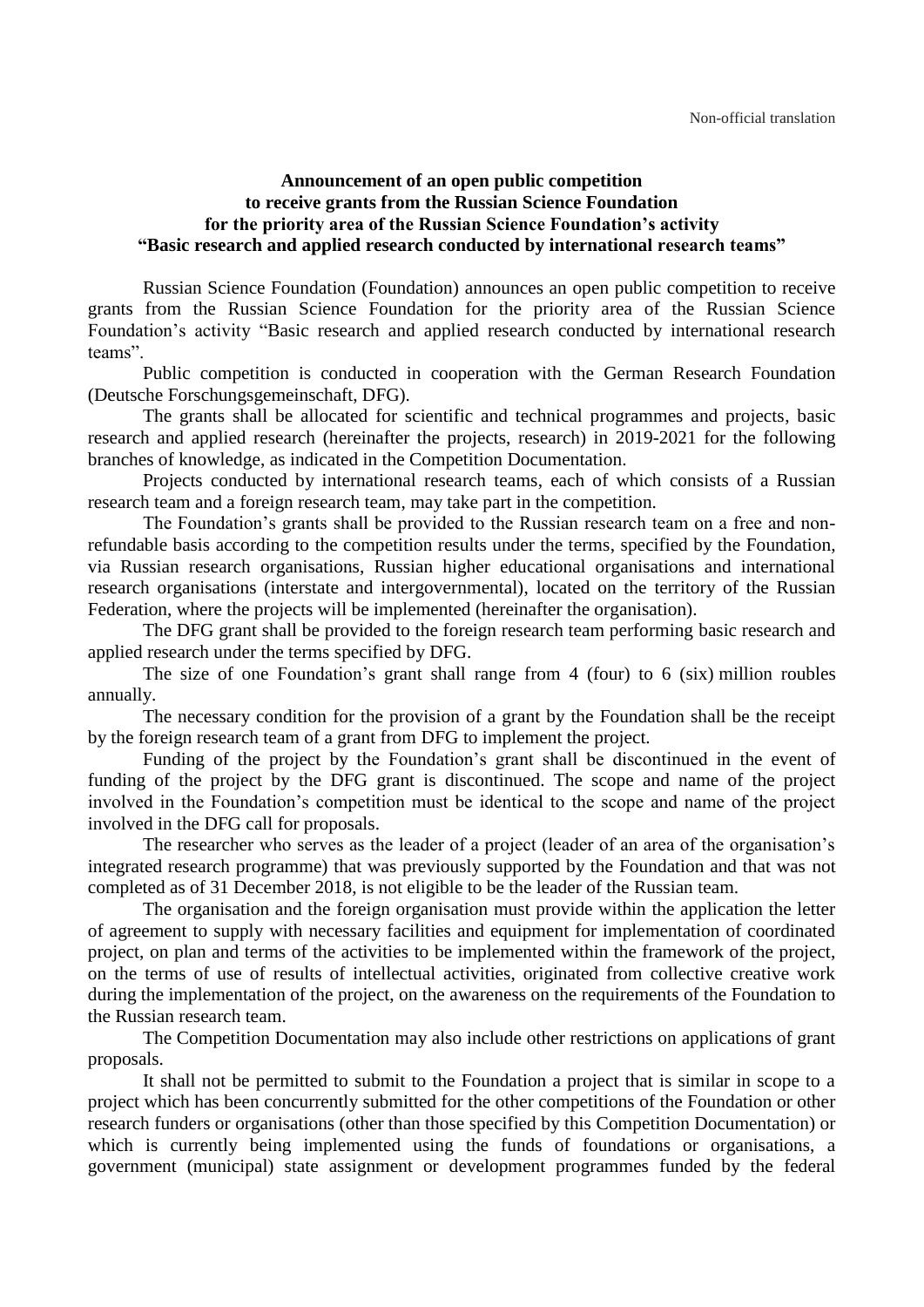Non-official translation

# Announcement of an open public competition to receive grants from the Russian Science Foundation for the priority area of the Russian Science Foundation's activity "Basic research and applied research conducted by international research teams"

Russian Science Foundation (Foundation) announces an open public competition to receive grants from the Russian Science Foundation for the priority area of the Russian Science Foundation's activity "Basic research and applied research conducted by international research teams".

Public competition is conducted in cooperation with the German Research Foundation (Deutsche Forschungsgemeinschaft, DFG).

The grants shall be allocated for scientific and technical programmes and projects, basic research and applied research (hereinafter the projects, research) in 2019-2021 for the following branches of knowledge, as indicated in the Competition Documentation.

Projects conducted by international research teams, each of which consists of a Russian research team and a foreign research team, may take part in the competition.

The Foundation's grants shall be provided to the Russian research team on a free and non-refundable basis according to the competition results under the terms, specified by the Foundation, via Russian research organisations, Russian higher educational organisations and international research organisations (interstate and intergovernmental), located on the territory of the Russian Federation, where the projects will be implemented (hereinafter the organisation).

The DFG grant shall be provided to the foreign research team performing basic research and applied research under the terms specified by DFG.

The size of one Foundation's grant shall range from 4 (four) to 6 (six) million roubles annually.

The necessary condition for the provision of a grant by the Foundation shall be the receipt by the foreign research team of a grant from DFG to implement the project.

Funding of the project by the Foundation's grant shall be discontinued in the event of funding of the project by the DFG grant is discontinued. The scope and name of the project involved in the Foundation's competition must be identical to the scope and name of the project involved in the DFG call for proposals.

The researcher who serves as the leader of a project (leader of an area of the organisation's integrated research programme) that was previously supported by the Foundation and that was not completed as of 31 December 2018, is not eligible to be the leader of the Russian team.

The organisation and the foreign organisation must provide within the application the letter of agreement to supply with necessary facilities and equipment for implementation of coordinated project, on plan and terms of the activities to be implemented within the framework of the project, on the terms of use of results of intellectual activities, originated from collective creative work during the implementation of the project, on the awareness on the requirements of the Foundation to the Russian research team.

The Competition Documentation may also include other restrictions on applications of grant proposals.

It shall not be permitted to submit to the Foundation a project that is similar in scope to a project which has been concurrently submitted for the other competitions of the Foundation or other research funders or organisations (other than those specified by this Competition Documentation) or which is currently being implemented using the funds of foundations or organisations, a government (municipal) state assignment or development programmes funded by the federal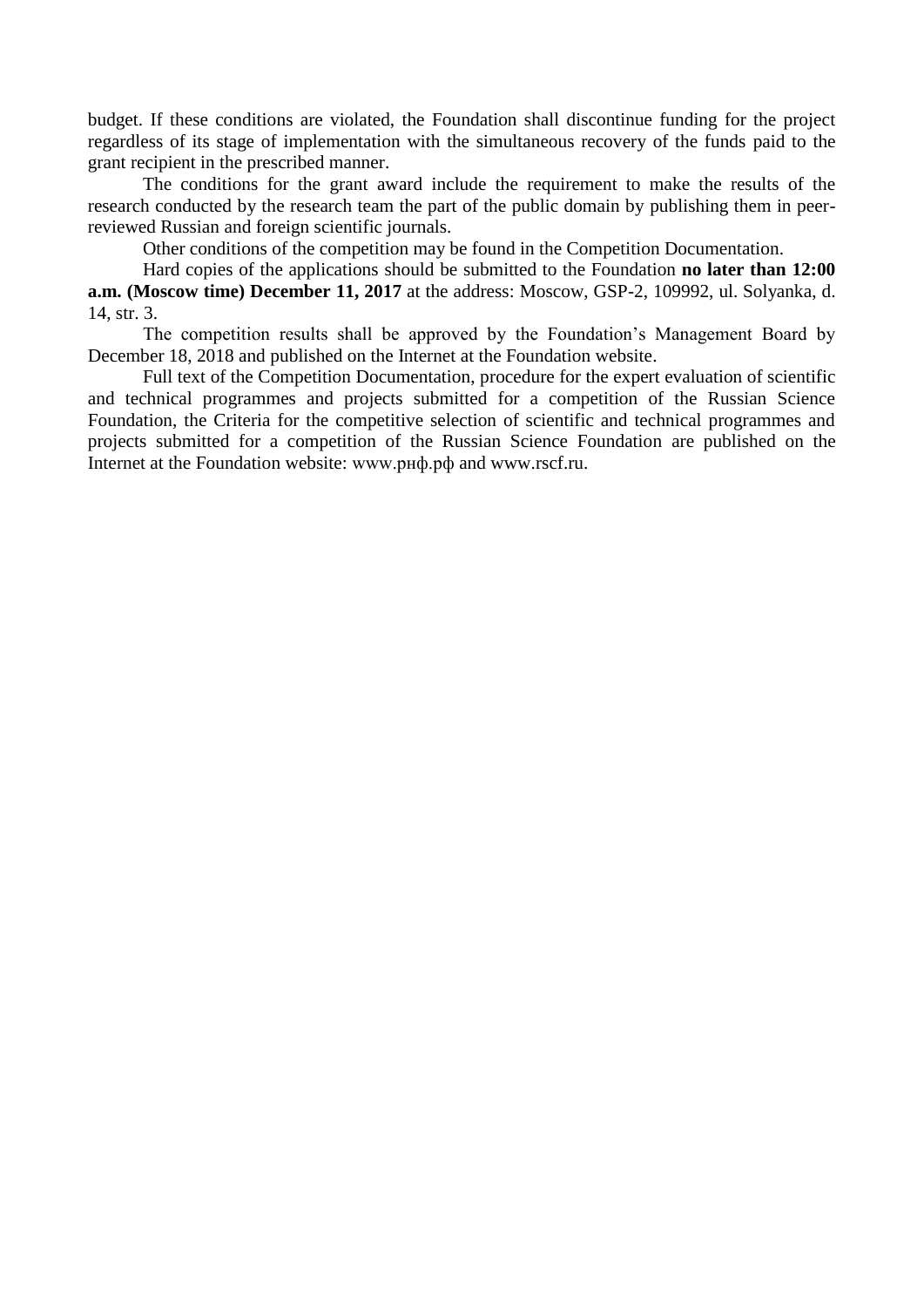budget. If these conditions are violated, the Foundation shall discontinue funding for the project regardless of its stage of implementation with the simultaneous recovery of the funds paid to the grant recipient in the prescribed manner.

The conditions for the grant award include the requirement to make the results of the research conducted by the research team the part of the public domain by publishing them in peer-reviewed Russian and foreign scientific journals.

Other conditions of the competition may be found in the Competition Documentation.

Hard copies of the applications should be submitted to the Foundation **no later than 12:00 a.m. (Moscow time) December 11, 2017** at the address: Moscow, GSP-2, 109992, ul. Solyanka, d. 14, str. 3.

The competition results shall be approved by the Foundation's Management Board by December 18, 2018 and published on the Internet at the Foundation website.

Full text of the Competition Documentation, procedure for the expert evaluation of scientific and technical programmes and projects submitted for a competition of the Russian Science Foundation, the Criteria for the competitive selection of scientific and technical programmes and projects submitted for a competition of the Russian Science Foundation are published on the Internet at the Foundation website: www.рнф.рф and www.rscf.ru.